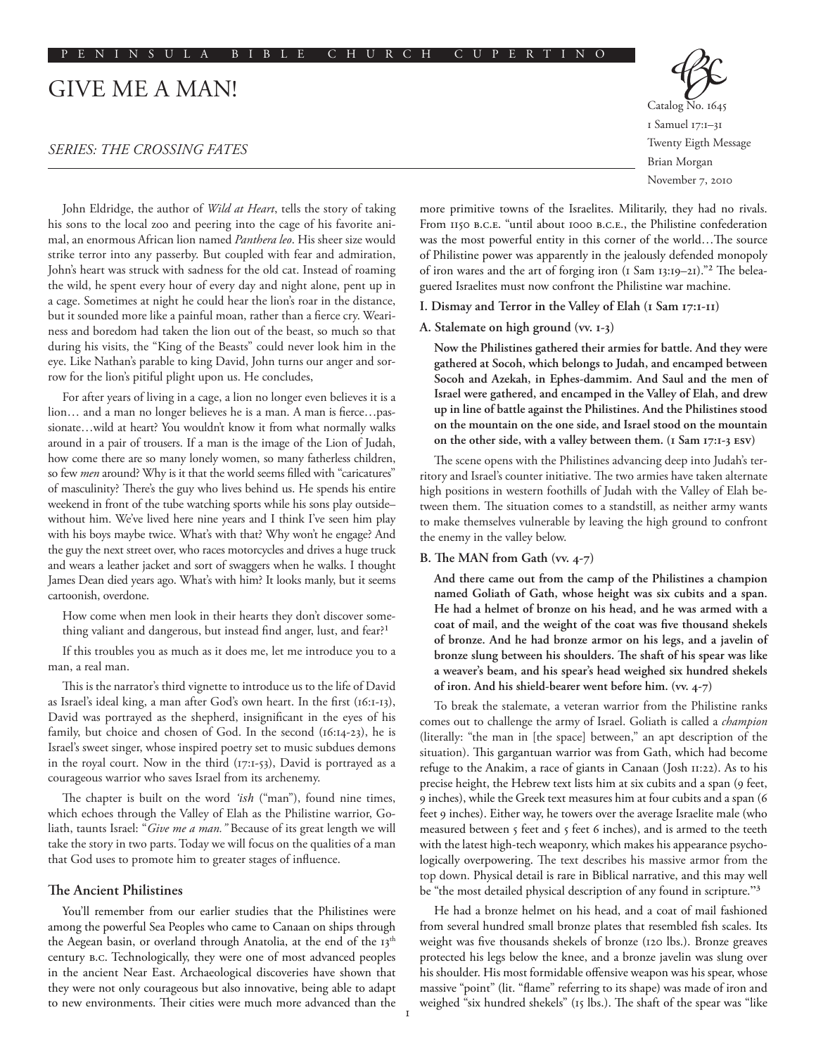# GIVE ME A MAN!

*SERIES: THE CROSSING FATES*

Catalog No. 1645
1 Samuel 17:1–31
Twenty Eigth Message
Brian Morgan
November 7, 2010

John Eldridge, the author of *Wild at Heart*, tells the story of taking his sons to the local zoo and peering into the cage of his favorite animal, an enormous African lion named *Panthera leo*. His sheer size would strike terror into any passerby. But coupled with fear and admiration, John's heart was struck with sadness for the old cat. Instead of roaming the wild, he spent every hour of every day and night alone, pent up in a cage. Sometimes at night he could hear the lion's roar in the distance, but it sounded more like a painful moan, rather than a fierce cry. Weariness and boredom had taken the lion out of the beast, so much so that during his visits, the "King of the Beasts" could never look him in the eye. Like Nathan's parable to king David, John turns our anger and sorrow for the lion's pitiful plight upon us. He concludes,

For after years of living in a cage, a lion no longer even believes it is a lion… and a man no longer believes he is a man. A man is fierce…passionate…wild at heart? You wouldn't know it from what normally walks around in a pair of trousers. If a man is the image of the Lion of Judah, how come there are so many lonely women, so many fatherless children, so few *men* around? Why is it that the world seems filled with "caricatures" of masculinity? There's the guy who lives behind us. He spends his entire weekend in front of the tube watching sports while his sons play outside–without him. We've lived here nine years and I think I've seen him play with his boys maybe twice. What's with that? Why won't he engage? And the guy the next street over, who races motorcycles and drives a huge truck and wears a leather jacket and sort of swaggers when he walks. I thought James Dean died years ago. What's with him? It looks manly, but it seems cartoonish, overdone.

> How come when men look in their hearts they don't discover something valiant and dangerous, but instead find anger, lust, and fear?[1]

If this troubles you as much as it does me, let me introduce you to a man, a real man.

This is the narrator's third vignette to introduce us to the life of David as Israel's ideal king, a man after God's own heart. In the first (16:1-13), David was portrayed as the shepherd, insignificant in the eyes of his family, but choice and chosen of God. In the second (16:14-23), he is Israel's sweet singer, whose inspired poetry set to music subdues demons in the royal court. Now in the third (17:1-53), David is portrayed as a courageous warrior who saves Israel from its archenemy.

The chapter is built on the word *'ish* ("man"), found nine times, which echoes through the Valley of Elah as the Philistine warrior, Goliath, taunts Israel: "*Give me a man."* Because of its great length we will take the story in two parts. Today we will focus on the qualities of a man that God uses to promote him to greater stages of influence.

## The Ancient Philistines

You'll remember from our earlier studies that the Philistines were among the powerful Sea Peoples who came to Canaan on ships through the Aegean basin, or overland through Anatolia, at the end of the 13th century B.C. Technologically, they were one of most advanced peoples in the ancient Near East. Archaeological discoveries have shown that they were not only courageous but also innovative, being able to adapt to new environments. Their cities were much more advanced than the more primitive towns of the Israelites. Militarily, they had no rivals. From 1150 B.C.E. "until about 1000 B.C.E., the Philistine confederation was the most powerful entity in this corner of the world…The source of Philistine power was apparently in the jealously defended monopoly of iron wares and the art of forging iron (1 Sam 13:19–21)."[2] The beleaguered Israelites must now confront the Philistine war machine.

### I. Dismay and Terror in the Valley of Elah (1 Sam 17:1-11)

#### A. Stalemate on high ground (vv. 1-3)

> **Now the Philistines gathered their armies for battle. And they were gathered at Socoh, which belongs to Judah, and encamped between Socoh and Azekah, in Ephes-dammim. And Saul and the men of Israel were gathered, and encamped in the Valley of Elah, and drew up in line of battle against the Philistines. And the Philistines stood on the mountain on the one side, and Israel stood on the mountain on the other side, with a valley between them. (1 Sam 17:1-3 ESV)**

The scene opens with the Philistines advancing deep into Judah's territory and Israel's counter initiative. The two armies have taken alternate high positions in western foothills of Judah with the Valley of Elah between them. The situation comes to a standstill, as neither army wants to make themselves vulnerable by leaving the high ground to confront the enemy in the valley below.

#### B. The MAN from Gath (vv. 4-7)

> **And there came out from the camp of the Philistines a champion named Goliath of Gath, whose height was six cubits and a span. He had a helmet of bronze on his head, and he was armed with a coat of mail, and the weight of the coat was five thousand shekels of bronze. And he had bronze armor on his legs, and a javelin of bronze slung between his shoulders. The shaft of his spear was like a weaver's beam, and his spear's head weighed six hundred shekels of iron. And his shield-bearer went before him. (vv. 4-7)**

To break the stalemate, a veteran warrior from the Philistine ranks comes out to challenge the army of Israel. Goliath is called a *champion* (literally: "the man in [the space] between," an apt description of the situation). This gargantuan warrior was from Gath, which had become refuge to the Anakim, a race of giants in Canaan (Josh 11:22). As to his precise height, the Hebrew text lists him at six cubits and a span (9 feet, 9 inches), while the Greek text measures him at four cubits and a span (6 feet 9 inches). Either way, he towers over the average Israelite male (who measured between 5 feet and 5 feet 6 inches), and is armed to the teeth with the latest high-tech weaponry, which makes his appearance psychologically overpowering. The text describes his massive armor from the top down. Physical detail is rare in Biblical narrative, and this may well be "the most detailed physical description of any found in scripture."[3]

He had a bronze helmet on his head, and a coat of mail fashioned from several hundred small bronze plates that resembled fish scales. Its weight was five thousands shekels of bronze (120 lbs.). Bronze greaves protected his legs below the knee, and a bronze javelin was slung over his shoulder. His most formidable offensive weapon was his spear, whose massive "point" (lit. "flame" referring to its shape) was made of iron and weighed "six hundred shekels" (15 lbs.). The shaft of the spear was "like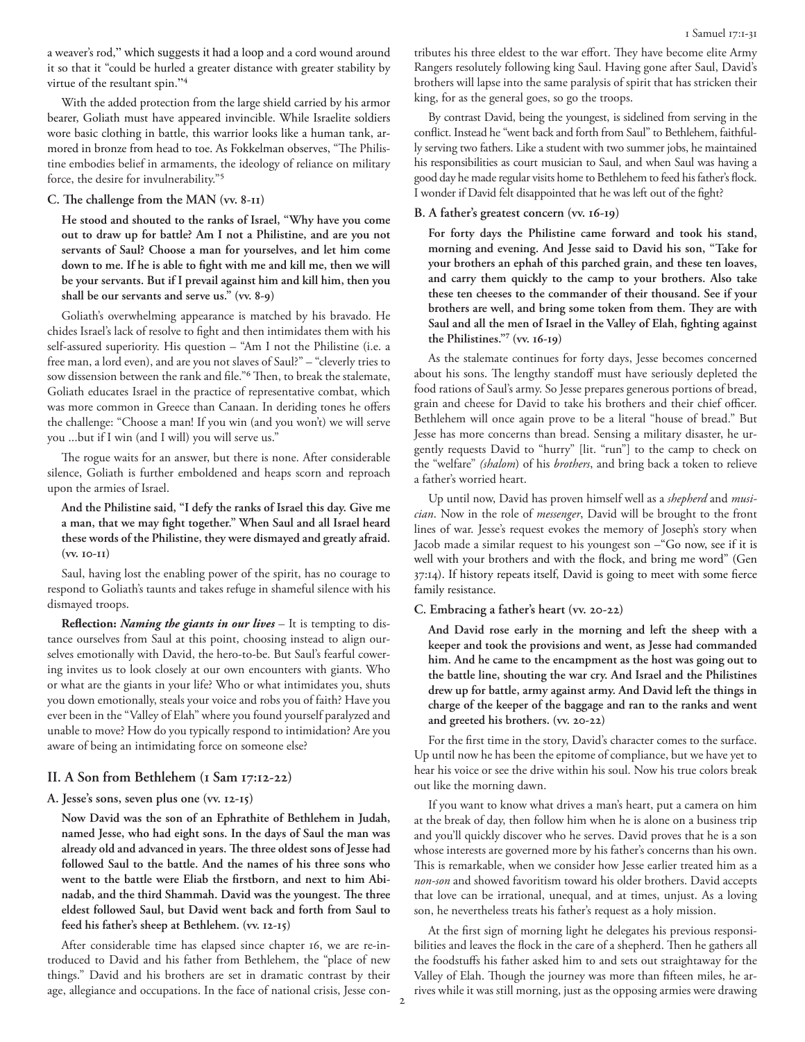a weaver's rod," which suggests it had a loop and a cord wound around it so that it "could be hurled a greater distance with greater stability by virtue of the resultant spin."[4]

With the added protection from the large shield carried by his armor bearer, Goliath must have appeared invincible. While Israelite soldiers wore basic clothing in battle, this warrior looks like a human tank, armored in bronze from head to toe. As Fokkelman observes, "The Philistine embodies belief in armaments, the ideology of reliance on military force, the desire for invulnerability."[5]

### C. The challenge from the MAN (vv. 8-11)

**He stood and shouted to the ranks of Israel, "Why have you come out to draw up for battle? Am I not a Philistine, and are you not servants of Saul? Choose a man for yourselves, and let him come down to me. If he is able to fight with me and kill me, then we will be your servants. But if I prevail against him and kill him, then you shall be our servants and serve us." (vv. 8-9)**

Goliath's overwhelming appearance is matched by his bravado. He chides Israel's lack of resolve to fight and then intimidates them with his self-assured superiority. His question – "Am I not the Philistine (i.e. a free man, a lord even), and are you not slaves of Saul?" – "cleverly tries to sow dissension between the rank and file."[6] Then, to break the stalemate, Goliath educates Israel in the practice of representative combat, which was more common in Greece than Canaan. In deriding tones he offers the challenge: "Choose a man! If you win (and you won't) we will serve you ...but if I win (and I will) you will serve us."

The rogue waits for an answer, but there is none. After considerable silence, Goliath is further emboldened and heaps scorn and reproach upon the armies of Israel.

**And the Philistine said, "I defy the ranks of Israel this day. Give me a man, that we may fight together." When Saul and all Israel heard these words of the Philistine, they were dismayed and greatly afraid. (vv. 10-11)**

Saul, having lost the enabling power of the spirit, has no courage to respond to Goliath's taunts and takes refuge in shameful silence with his dismayed troops.

**Reflection:** ***Naming the giants in our lives*** – It is tempting to distance ourselves from Saul at this point, choosing instead to align ourselves emotionally with David, the hero-to-be. But Saul's fearful cowering invites us to look closely at our own encounters with giants. Who or what are the giants in your life? Who or what intimidates you, shuts you down emotionally, steals your voice and robs you of faith? Have you ever been in the "Valley of Elah" where you found yourself paralyzed and unable to move? How do you typically respond to intimidation? Are you aware of being an intimidating force on someone else?

## II. A Son from Bethlehem (1 Sam 17:12-22)

### A. Jesse's sons, seven plus one (vv. 12-15)

**Now David was the son of an Ephrathite of Bethlehem in Judah, named Jesse, who had eight sons. In the days of Saul the man was already old and advanced in years. The three oldest sons of Jesse had followed Saul to the battle. And the names of his three sons who went to the battle were Eliab the firstborn, and next to him Abinadab, and the third Shammah. David was the youngest. The three eldest followed Saul, but David went back and forth from Saul to feed his father's sheep at Bethlehem. (vv. 12-15)**

After considerable time has elapsed since chapter 16, we are re-introduced to David and his father from Bethlehem, the "place of new things." David and his brothers are set in dramatic contrast by their age, allegiance and occupations. In the face of national crisis, Jesse contributes his three eldest to the war effort. They have become elite Army Rangers resolutely following king Saul. Having gone after Saul, David's brothers will lapse into the same paralysis of spirit that has stricken their king, for as the general goes, so go the troops.

By contrast David, being the youngest, is sidelined from serving in the conflict. Instead he "went back and forth from Saul" to Bethlehem, faithfully serving two fathers. Like a student with two summer jobs, he maintained his responsibilities as court musician to Saul, and when Saul was having a good day he made regular visits home to Bethlehem to feed his father's flock. I wonder if David felt disappointed that he was left out of the fight?

### B. A father's greatest concern (vv. 16-19)

**For forty days the Philistine came forward and took his stand, morning and evening. And Jesse said to David his son, "Take for your brothers an ephah of this parched grain, and these ten loaves, and carry them quickly to the camp to your brothers. Also take these ten cheeses to the commander of their thousand. See if your brothers are well, and bring some token from them. They are with Saul and all the men of Israel in the Valley of Elah, fighting against the Philistines."[7] (vv. 16-19)**

As the stalemate continues for forty days, Jesse becomes concerned about his sons. The lengthy standoff must have seriously depleted the food rations of Saul's army. So Jesse prepares generous portions of bread, grain and cheese for David to take his brothers and their chief officer. Bethlehem will once again prove to be a literal "house of bread." But Jesse has more concerns than bread. Sensing a military disaster, he urgently requests David to "hurry" [lit. "run"] to the camp to check on the "welfare" *(shalom)* of his *brothers*, and bring back a token to relieve a father's worried heart.

Up until now, David has proven himself well as a *shepherd* and *musician*. Now in the role of *messenger*, David will be brought to the front lines of war. Jesse's request evokes the memory of Joseph's story when Jacob made a similar request to his youngest son –"Go now, see if it is well with your brothers and with the flock, and bring me word" (Gen 37:14). If history repeats itself, David is going to meet with some fierce family resistance.

### C. Embracing a father's heart (vv. 20-22)

**And David rose early in the morning and left the sheep with a keeper and took the provisions and went, as Jesse had commanded him. And he came to the encampment as the host was going out to the battle line, shouting the war cry. And Israel and the Philistines drew up for battle, army against army. And David left the things in charge of the keeper of the baggage and ran to the ranks and went and greeted his brothers. (vv. 20-22)**

For the first time in the story, David's character comes to the surface. Up until now he has been the epitome of compliance, but we have yet to hear his voice or see the drive within his soul. Now his true colors break out like the morning dawn.

If you want to know what drives a man's heart, put a camera on him at the break of day, then follow him when he is alone on a business trip and you'll quickly discover who he serves. David proves that he is a son whose interests are governed more by his father's concerns than his own. This is remarkable, when we consider how Jesse earlier treated him as a *non-son* and showed favoritism toward his older brothers. David accepts that love can be irrational, unequal, and at times, unjust. As a loving son, he nevertheless treats his father's request as a holy mission.

At the first sign of morning light he delegates his previous responsibilities and leaves the flock in the care of a shepherd. Then he gathers all the foodstuffs his father asked him to and sets out straightaway for the Valley of Elah. Though the journey was more than fifteen miles, he arrives while it was still morning, just as the opposing armies were drawing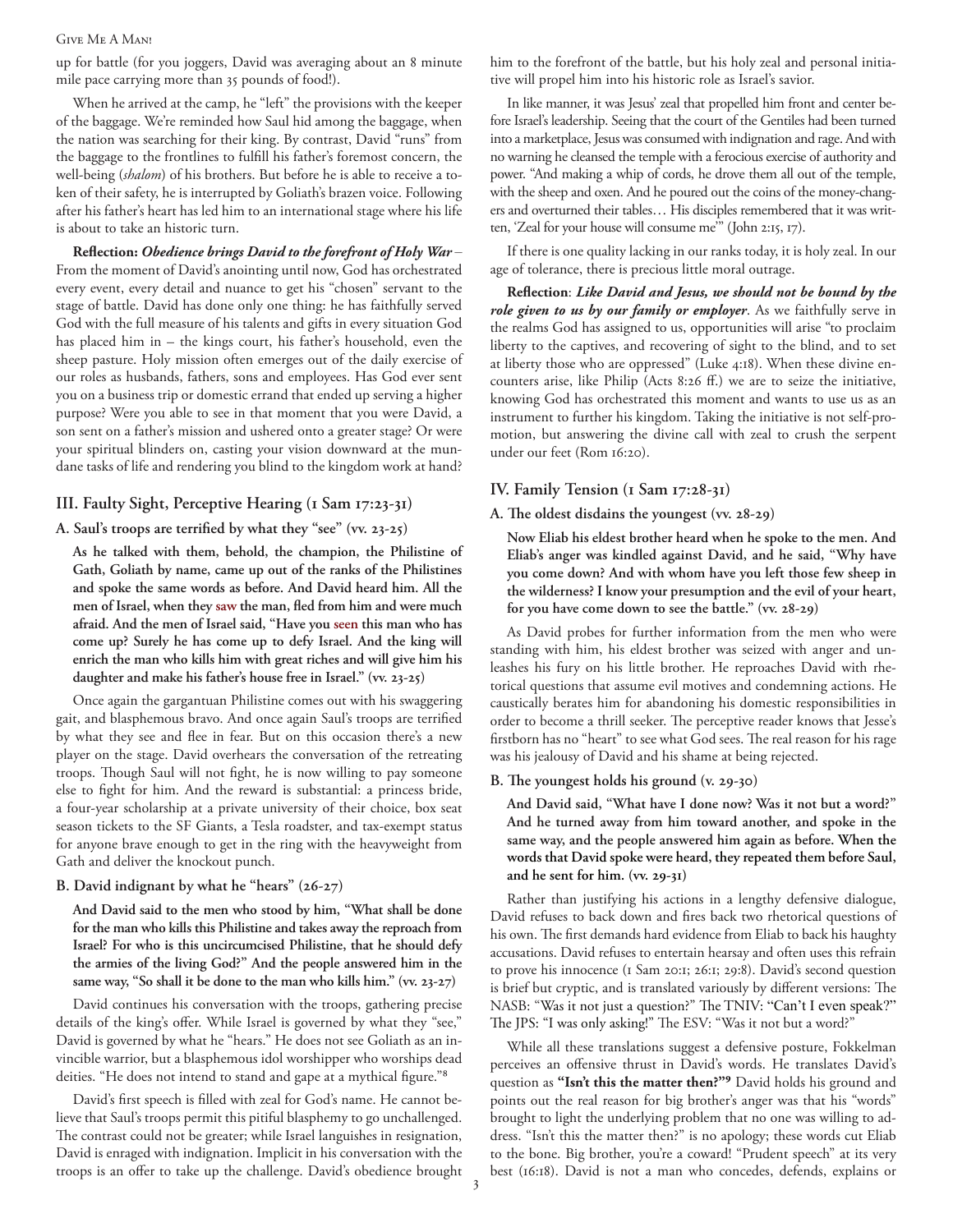up for battle (for you joggers, David was averaging about an 8 minute mile pace carrying more than 35 pounds of food!).

When he arrived at the camp, he "left" the provisions with the keeper of the baggage. We're reminded how Saul hid among the baggage, when the nation was searching for their king. By contrast, David "runs" from the baggage to the frontlines to fulfill his father's foremost concern, the well-being (*shalom*) of his brothers. But before he is able to receive a token of their safety, he is interrupted by Goliath's brazen voice. Following after his father's heart has led him to an international stage where his life is about to take an historic turn.

**Reflection:** ***Obedience brings David to the forefront of Holy War*** – From the moment of David's anointing until now, God has orchestrated every event, every detail and nuance to get his "chosen" servant to the stage of battle. David has done only one thing: he has faithfully served God with the full measure of his talents and gifts in every situation God has placed him in – the kings court, his father's household, even the sheep pasture. Holy mission often emerges out of the daily exercise of our roles as husbands, fathers, sons and employees. Has God ever sent you on a business trip or domestic errand that ended up serving a higher purpose? Were you able to see in that moment that you were David, a son sent on a father's mission and ushered onto a greater stage? Or were your spiritual blinders on, casting your vision downward at the mundane tasks of life and rendering you blind to the kingdom work at hand?

## III. Faulty Sight, Perceptive Hearing (1 Sam 17:23-31)

### A. Saul's troops are terrified by what they "see" (vv. 23-25)

**As he talked with them, behold, the champion, the Philistine of Gath, Goliath by name, came up out of the ranks of the Philistines and spoke the same words as before. And David heard him. All the men of Israel, when they saw the man, fled from him and were much afraid. And the men of Israel said, "Have you seen this man who has come up? Surely he has come up to defy Israel. And the king will enrich the man who kills him with great riches and will give him his daughter and make his father's house free in Israel." (vv. 23-25)**

Once again the gargantuan Philistine comes out with his swaggering gait, and blasphemous bravo. And once again Saul's troops are terrified by what they see and flee in fear. But on this occasion there's a new player on the stage. David overhears the conversation of the retreating troops. Though Saul will not fight, he is now willing to pay someone else to fight for him. And the reward is substantial: a princess bride, a four-year scholarship at a private university of their choice, box seat season tickets to the SF Giants, a Tesla roadster, and tax-exempt status for anyone brave enough to get in the ring with the heavyweight from Gath and deliver the knockout punch.

### B. David indignant by what he "hears" (26-27)

**And David said to the men who stood by him, "What shall be done for the man who kills this Philistine and takes away the reproach from Israel? For who is this uncircumcised Philistine, that he should defy the armies of the living God?" And the people answered him in the same way, "So shall it be done to the man who kills him." (vv. 23-27)**

David continues his conversation with the troops, gathering precise details of the king's offer. While Israel is governed by what they "see," David is governed by what he "hears." He does not see Goliath as an invincible warrior, but a blasphemous idol worshipper who worships dead deities. "He does not intend to stand and gape at a mythical figure."[8]

David's first speech is filled with zeal for God's name. He cannot believe that Saul's troops permit this pitiful blasphemy to go unchallenged. The contrast could not be greater; while Israel languishes in resignation, David is enraged with indignation. Implicit in his conversation with the troops is an offer to take up the challenge. David's obedience brought him to the forefront of the battle, but his holy zeal and personal initiative will propel him into his historic role as Israel's savior.

In like manner, it was Jesus' zeal that propelled him front and center before Israel's leadership. Seeing that the court of the Gentiles had been turned into a marketplace, Jesus was consumed with indignation and rage. And with no warning he cleansed the temple with a ferocious exercise of authority and power. "And making a whip of cords, he drove them all out of the temple, with the sheep and oxen. And he poured out the coins of the money-changers and overturned their tables… His disciples remembered that it was written, 'Zeal for your house will consume me'" (John 2:15, 17).

If there is one quality lacking in our ranks today, it is holy zeal. In our age of tolerance, there is precious little moral outrage.

**Reflection**: ***Like David and Jesus, we should not be bound by the role given to us by our family or employer***. As we faithfully serve in the realms God has assigned to us, opportunities will arise "to proclaim liberty to the captives, and recovering of sight to the blind, and to set at liberty those who are oppressed" (Luke 4:18). When these divine encounters arise, like Philip (Acts 8:26 ff.) we are to seize the initiative, knowing God has orchestrated this moment and wants to use us as an instrument to further his kingdom. Taking the initiative is not self-promotion, but answering the divine call with zeal to crush the serpent under our feet (Rom 16:20).

## IV. Family Tension (1 Sam 17:28-31)

### A. The oldest disdains the youngest (vv. 28-29)

**Now Eliab his eldest brother heard when he spoke to the men. And Eliab's anger was kindled against David, and he said, "Why have you come down? And with whom have you left those few sheep in the wilderness? I know your presumption and the evil of your heart, for you have come down to see the battle." (vv. 28-29)**

As David probes for further information from the men who were standing with him, his eldest brother was seized with anger and unleashes his fury on his little brother. He reproaches David with rhetorical questions that assume evil motives and condemning actions. He caustically berates him for abandoning his domestic responsibilities in order to become a thrill seeker. The perceptive reader knows that Jesse's firstborn has no "heart" to see what God sees. The real reason for his rage was his jealousy of David and his shame at being rejected.

### B. The youngest holds his ground (v. 29-30)

**And David said, "What have I done now? Was it not but a word?" And he turned away from him toward another, and spoke in the same way, and the people answered him again as before. When the words that David spoke were heard, they repeated them before Saul, and he sent for him. (vv. 29-31)**

Rather than justifying his actions in a lengthy defensive dialogue, David refuses to back down and fires back two rhetorical questions of his own. The first demands hard evidence from Eliab to back his haughty accusations. David refuses to entertain hearsay and often uses this refrain to prove his innocence (1 Sam 20:1; 26:1; 29:8). David's second question is brief but cryptic, and is translated variously by different versions: The NASB: "Was it not just a question?" The TNIV: "Can't I even speak?" The JPS: "I was only asking!" The ESV: "Was it not but a word?"

While all these translations suggest a defensive posture, Fokkelman perceives an offensive thrust in David's words. He translates David's question as **"Isn't this the matter then?"[9]** David holds his ground and points out the real reason for big brother's anger was that his "words" brought to light the underlying problem that no one was willing to address. "Isn't this the matter then?" is no apology; these words cut Eliab to the bone. Big brother, you're a coward! "Prudent speech" at its very best (16:18). David is not a man who concedes, defends, explains or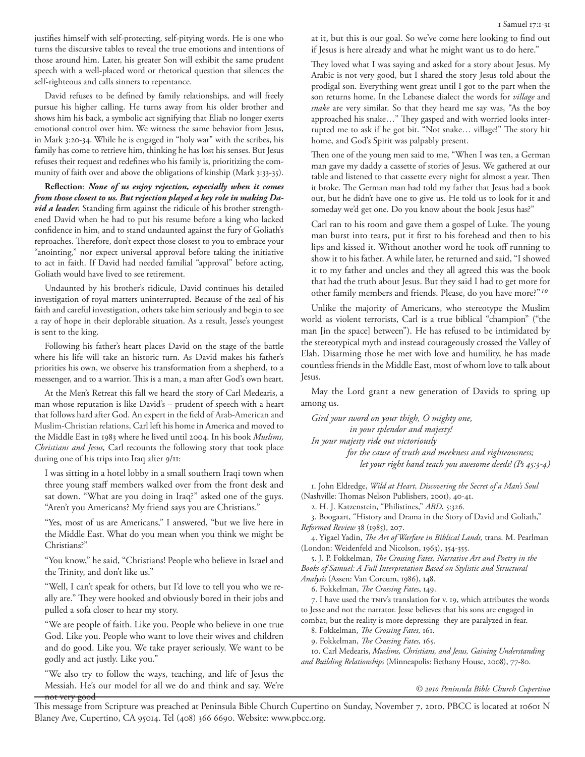justifies himself with self-protecting, self-pitying words. He is one who turns the discursive tables to reveal the true emotions and intentions of those around him. Later, his greater Son will exhibit the same prudent speech with a well-placed word or rhetorical question that silences the self-righteous and calls sinners to repentance.

David refuses to be defined by family relationships, and will freely pursue his higher calling. He turns away from his older brother and shows him his back, a symbolic act signifying that Eliab no longer exerts emotional control over him. We witness the same behavior from Jesus, in Mark 3:20-34. While he is engaged in "holy war" with the scribes, his family has come to retrieve him, thinking he has lost his senses. But Jesus refuses their request and redefines who his family is, prioritizing the community of faith over and above the obligations of kinship (Mark 3:33-35).

**Reflection**: ***None of us enjoy rejection, especially when it comes from those closest to us. But rejection played a key role in making David a leader.*** Standing firm against the ridicule of his brother strengthened David when he had to put his resume before a king who lacked confidence in him, and to stand undaunted against the fury of Goliath's reproaches. Therefore, don't expect those closest to you to embrace your "anointing," nor expect universal approval before taking the initiative to act in faith. If David had needed familial "approval" before acting, Goliath would have lived to see retirement.

Undaunted by his brother's ridicule, David continues his detailed investigation of royal matters uninterrupted. Because of the zeal of his faith and careful investigation, others take him seriously and begin to see a ray of hope in their deplorable situation. As a result, Jesse's youngest is sent to the king.

Following his father's heart places David on the stage of the battle where his life will take an historic turn. As David makes his father's priorities his own, we observe his transformation from a shepherd, to a messenger, and to a warrior. This is a man, a man after God's own heart.

At the Men's Retreat this fall we heard the story of Carl Medearis, a man whose reputation is like David's – prudent of speech with a heart that follows hard after God. An expert in the field of Arab-American and Muslim-Christian relations, Carl left his home in America and moved to the Middle East in 1983 where he lived until 2004. In his book *Muslims, Christians and Jesus,* Carl recounts the following story that took place during one of his trips into Iraq after 9/11:

> I was sitting in a hotel lobby in a small southern Iraqi town when three young staff members walked over from the front desk and sat down. "What are you doing in Iraq?" asked one of the guys. "Aren't you Americans? My friend says you are Christians."
>
> "Yes, most of us are Americans," I answered, "but we live here in the Middle East. What do you mean when you think we might be Christians?"
>
> "You know," he said, "Christians! People who believe in Israel and the Trinity, and don't like us."
>
> "Well, I can't speak for others, but I'd love to tell you who we really are." They were hooked and obviously bored in their jobs and pulled a sofa closer to hear my story.
>
> "We are people of faith. Like you. People who believe in one true God. Like you. People who want to love their wives and children and do good. Like you. We take prayer seriously. We want to be godly and act justly. Like you."
>
> "We also try to follow the ways, teaching, and life of Jesus the Messiah. He's our model for all we do and think and say. We're not very good at it, but this is our goal. So we've come here looking to find out if Jesus is here already and what he might want us to do here."
>
> They loved what I was saying and asked for a story about Jesus. My Arabic is not very good, but I shared the story Jesus told about the prodigal son. Everything went great until I got to the part when the son returns home. In the Lebanese dialect the words for *village* and *snake* are very similar. So that they heard me say was, "As the boy approached his snake…" They gasped and with worried looks interrupted me to ask if he got bit. "Not snake… village!" The story hit home, and God's Spirit was palpably present.
>
> Then one of the young men said to me, "When I was ten, a German man gave my daddy a cassette of stories of Jesus. We gathered at our table and listened to that cassette every night for almost a year. Then it broke. The German man had told my father that Jesus had a book out, but he didn't have one to give us. He told us to look for it and someday we'd get one. Do you know about the book Jesus has?"
>
> Carl ran to his room and gave them a gospel of Luke. The young man burst into tears, put it first to his forehead and then to his lips and kissed it. Without another word he took off running to show it to his father. A while later, he returned and said, "I showed it to my father and uncles and they all agreed this was the book that had the truth about Jesus. But they said I had to get more for other family members and friends. Please, do you have more?"[10]

Unlike the majority of Americans, who stereotype the Muslim world as violent terrorists, Carl is a true biblical "champion" ("the man [in the space] between"). He has refused to be intimidated by the stereotypical myth and instead courageously crossed the Valley of Elah. Disarming those he met with love and humility, he has made countless friends in the Middle East, most of whom love to talk about Jesus.

May the Lord grant a new generation of Davids to spring up among us.

*Gird your sword on your thigh, O mighty one,*
*in your splendor and majesty!*
*In your majesty ride out victoriously*
*for the cause of truth and meekness and righteousness;*
*let your right hand teach you awesome deeds! (Ps 45:3-4)*

1. John Eldredge, *Wild at Heart, Discovering the Secret of a Man's Soul* (Nashville: Thomas Nelson Publishers, 2001), 40-41.
2. H. J. Katzenstein, "Philistines," *ABD*, 5:326.
3. Boogaart, "History and Drama in the Story of David and Goliath," *Reformed Review* 38 (1985), 207.
4. Yigael Yadin, *The Art of Warfare in Biblical Lands,* trans. M. Pearlman (London: Weidenfeld and Nicolson, 1963), 354-355.
5. J. P. Fokkelman, *The Crossing Fates, Narrative Art and Poetry in the Books of Samuel: A Full Interpretation Based on Stylistic and Structural Analysis* (Assen: Van Corcum, 1986), 148.
6. Fokkelman, *The Crossing Fates*, 149.
7. I have used the TNIV's translation for v. 19, which attributes the words to Jesse and not the narrator. Jesse believes that his sons are engaged in combat, but the reality is more depressing–they are paralyzed in fear.
8. Fokkelman, *The Crossing Fates,* 161.
9. Fokkelman, *The Crossing Fates,* 165.
10. Carl Medearis, *Muslims, Christians, and Jesus, Gaining Understanding and Building Relationships* (Minneapolis: Bethany House, 2008), 77-80.

*© 2010 Peninsula Bible Church Cupertino*

This message from Scripture was preached at Peninsula Bible Church Cupertino on Sunday, November 7, 2010. PBCC is located at 10601 N Blaney Ave, Cupertino, CA 95014. Tel (408) 366 6690. Website: www.pbcc.org.